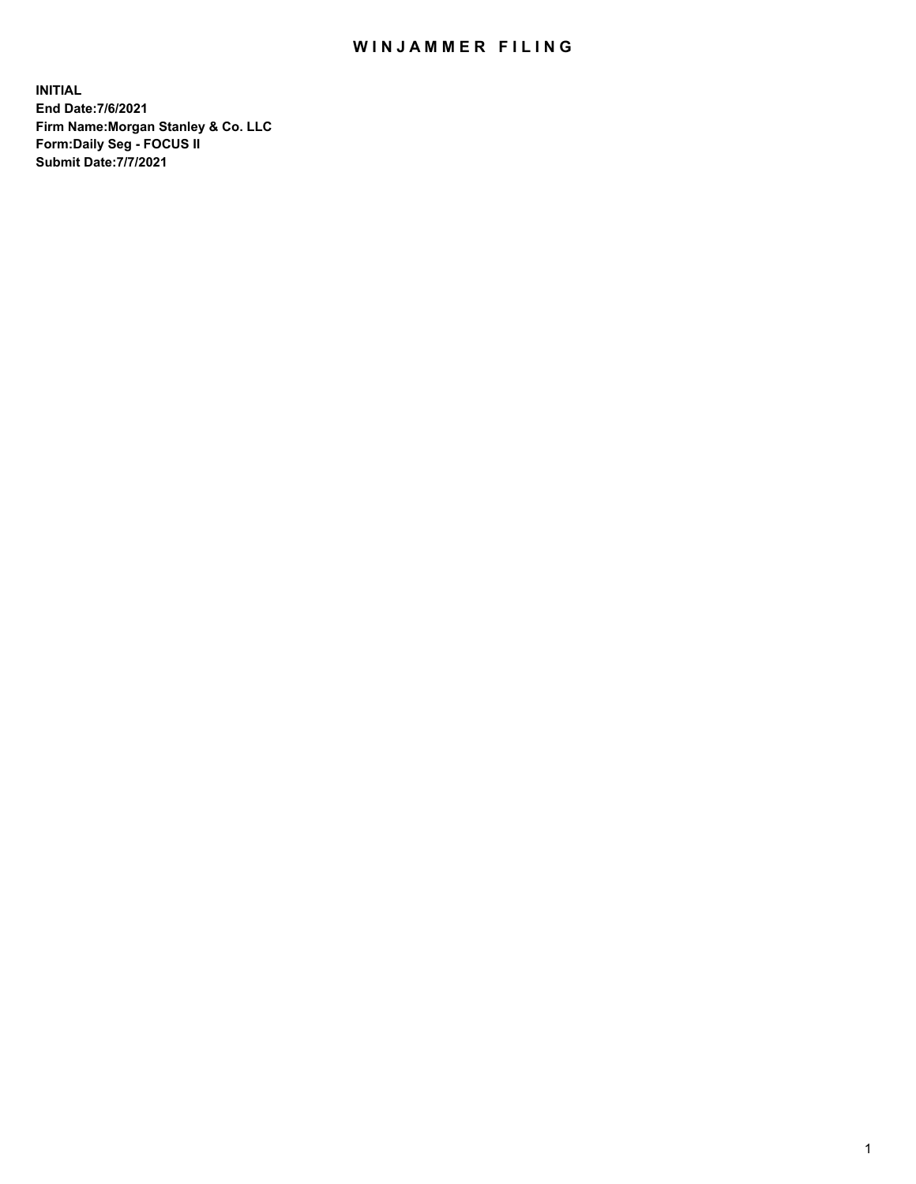# WINJAMMER FILING

**INITIAL**
**End Date:7/6/2021**
**Firm Name:Morgan Stanley & Co. LLC**
**Form:Daily Seg - FOCUS II**
**Submit Date:7/7/2021**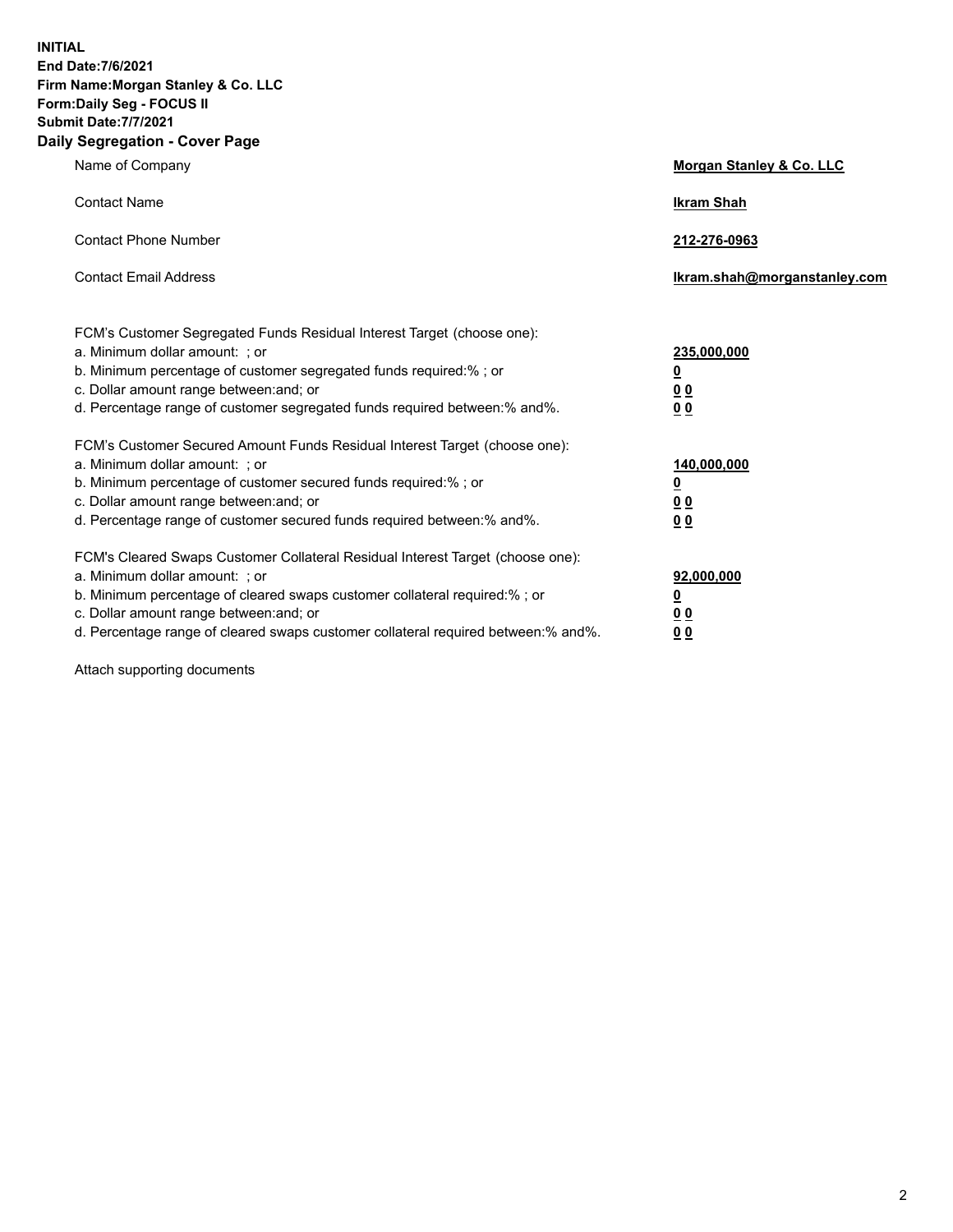**INITIAL**
**End Date:7/6/2021**
**Firm Name:Morgan Stanley & Co. LLC**
**Form:Daily Seg - FOCUS II**
**Submit Date:7/7/2021**

## Daily Segregation - Cover Page

| | |
|---|---|
| Name of Company | **Morgan Stanley & Co. LLC** |
| Contact Name | **Ikram Shah** |
| Contact Phone Number | **212-276-0963** |
| Contact Email Address | **Ikram.shah@morganstanley.com** |

| | |
|---|---|
| FCM's Customer Segregated Funds Residual Interest Target (choose one): | |
| a. Minimum dollar amount: ; or | **235,000,000** |
| b. Minimum percentage of customer segregated funds required:% ; or | **0** |
| c. Dollar amount range between:and; or | **0 0** |
| d. Percentage range of customer segregated funds required between:% and%. | **0 0** |
| FCM's Customer Secured Amount Funds Residual Interest Target (choose one): | |
| a. Minimum dollar amount: ; or | **140,000,000** |
| b. Minimum percentage of customer secured funds required:% ; or | **0** |
| c. Dollar amount range between:and; or | **0 0** |
| d. Percentage range of customer secured funds required between:% and%. | **0 0** |
| FCM's Cleared Swaps Customer Collateral Residual Interest Target (choose one): | |
| a. Minimum dollar amount: ; or | **92,000,000** |
| b. Minimum percentage of cleared swaps customer collateral required:% ; or | **0** |
| c. Dollar amount range between:and; or | **0 0** |
| d. Percentage range of cleared swaps customer collateral required between:% and%. | **0 0** |

Attach supporting documents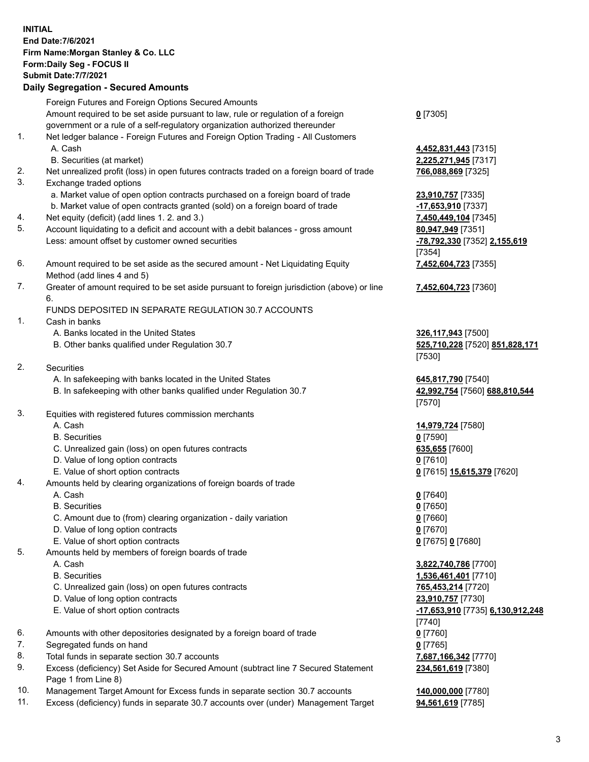**INITIAL**
**End Date:7/6/2021**
**Firm Name:Morgan Stanley & Co. LLC**
**Form:Daily Seg - FOCUS II**
**Submit Date:7/7/2021**

### Daily Segregation - Secured Amounts

| | | |
|---|---|---|
| | Foreign Futures and Foreign Options Secured Amounts | |
| | Amount required to be set aside pursuant to law, rule or regulation of a foreign government or a rule of a self-regulatory organization authorized thereunder | **0** [7305] |
| 1. | Net ledger balance - Foreign Futures and Foreign Option Trading - All Customers | |
| | A. Cash | **4,452,831,443** [7315] |
| | B. Securities (at market) | **2,225,271,945** [7317] |
| 2. | Net unrealized profit (loss) in open futures contracts traded on a foreign board of trade | **766,088,869** [7325] |
| 3. | Exchange traded options | |
| | a. Market value of open option contracts purchased on a foreign board of trade | **23,910,757** [7335] |
| | b. Market value of open contracts granted (sold) on a foreign board of trade | **-17,653,910** [7337] |
| 4. | Net equity (deficit) (add lines 1. 2. and 3.) | **7,450,449,104** [7345] |
| 5. | Account liquidating to a deficit and account with a debit balances - gross amount | **80,947,949** [7351] |
| | Less: amount offset by customer owned securities | **-78,792,330** [7352] **2,155,619** [7354] |
| 6. | Amount required to be set aside as the secured amount - Net Liquidating Equity Method (add lines 4 and 5) | **7,452,604,723** [7355] |
| 7. | Greater of amount required to be set aside pursuant to foreign jurisdiction (above) or line 6. | **7,452,604,723** [7360] |
| | FUNDS DEPOSITED IN SEPARATE REGULATION 30.7 ACCOUNTS | |
| 1. | Cash in banks | |
| | A. Banks located in the United States | **326,117,943** [7500] |
| | B. Other banks qualified under Regulation 30.7 | **525,710,228** [7520] **851,828,171** [7530] |
| 2. | Securities | |
| | A. In safekeeping with banks located in the United States | **645,817,790** [7540] |
| | B. In safekeeping with other banks qualified under Regulation 30.7 | **42,992,754** [7560] **688,810,544** [7570] |
| 3. | Equities with registered futures commission merchants | |
| | A. Cash | **14,979,724** [7580] |
| | B. Securities | **0** [7590] |
| | C. Unrealized gain (loss) on open futures contracts | **635,655** [7600] |
| | D. Value of long option contracts | **0** [7610] |
| | E. Value of short option contracts | **0** [7615] **15,615,379** [7620] |
| 4. | Amounts held by clearing organizations of foreign boards of trade | |
| | A. Cash | **0** [7640] |
| | B. Securities | **0** [7650] |
| | C. Amount due to (from) clearing organization - daily variation | **0** [7660] |
| | D. Value of long option contracts | **0** [7670] |
| | E. Value of short option contracts | **0** [7675] **0** [7680] |
| 5. | Amounts held by members of foreign boards of trade | |
| | A. Cash | **3,822,740,786** [7700] |
| | B. Securities | **1,536,461,401** [7710] |
| | C. Unrealized gain (loss) on open futures contracts | **765,453,214** [7720] |
| | D. Value of long option contracts | **23,910,757** [7730] |
| | E. Value of short option contracts | **-17,653,910** [7735] **6,130,912,248** [7740] |
| 6. | Amounts with other depositories designated by a foreign board of trade | **0** [7760] |
| 7. | Segregated funds on hand | **0** [7765] |
| 8. | Total funds in separate section 30.7 accounts | **7,687,166,342** [7770] |
| 9. | Excess (deficiency) Set Aside for Secured Amount (subtract line 7 Secured Statement Page 1 from Line 8) | **234,561,619** [7380] |
| 10. | Management Target Amount for Excess funds in separate section 30.7 accounts | **140,000,000** [7780] |
| 11. | Excess (deficiency) funds in separate 30.7 accounts over (under) Management Target | **94,561,619** [7785] |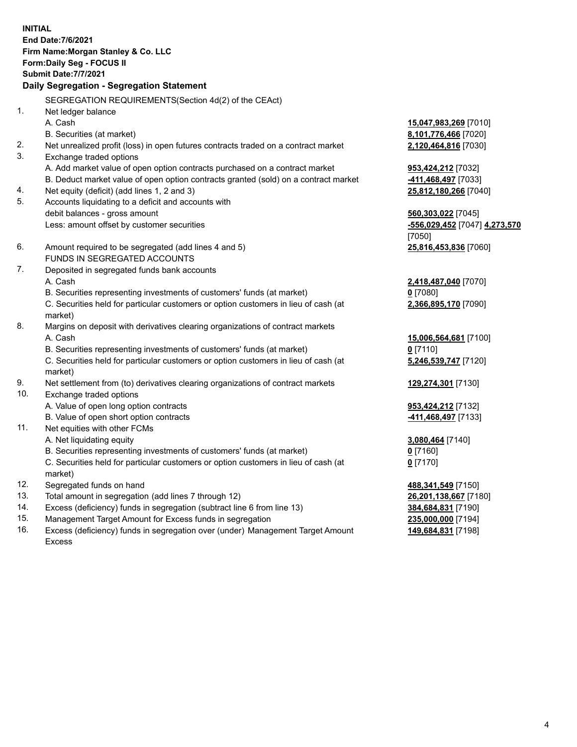**INITIAL**
**End Date:7/6/2021**
**Firm Name:Morgan Stanley & Co. LLC**
**Form:Daily Seg - FOCUS II**
**Submit Date:7/7/2021**

**Daily Segregation - Segregation Statement**

SEGREGATION REQUIREMENTS(Section 4d(2) of the CEAct)

| | | |
|---|---|---|
| 1. | Net ledger balance | |
| | A. Cash | **15,047,983,269** [7010] |
| | B. Securities (at market) | **8,101,776,466** [7020] |
| 2. | Net unrealized profit (loss) in open futures contracts traded on a contract market | **2,120,464,816** [7030] |
| 3. | Exchange traded options | |
| | A. Add market value of open option contracts purchased on a contract market | **953,424,212** [7032] |
| | B. Deduct market value of open option contracts granted (sold) on a contract market | **-411,468,497** [7033] |
| 4. | Net equity (deficit) (add lines 1, 2 and 3) | **25,812,180,266** [7040] |
| 5. | Accounts liquidating to a deficit and accounts with debit balances - gross amount | **560,303,022** [7045] |
| | Less: amount offset by customer securities | **-556,029,452** [7047] **4,273,570** [7050] |
| 6. | Amount required to be segregated (add lines 4 and 5) | **25,816,453,836** [7060] |
| | FUNDS IN SEGREGATED ACCOUNTS | |
| 7. | Deposited in segregated funds bank accounts | |
| | A. Cash | **2,418,487,040** [7070] |
| | B. Securities representing investments of customers' funds (at market) | **0** [7080] |
| | C. Securities held for particular customers or option customers in lieu of cash (at market) | **2,366,895,170** [7090] |
| 8. | Margins on deposit with derivatives clearing organizations of contract markets | |
| | A. Cash | **15,006,564,681** [7100] |
| | B. Securities representing investments of customers' funds (at market) | **0** [7110] |
| | C. Securities held for particular customers or option customers in lieu of cash (at market) | **5,246,539,747** [7120] |
| 9. | Net settlement from (to) derivatives clearing organizations of contract markets | **129,274,301** [7130] |
| 10. | Exchange traded options | |
| | A. Value of open long option contracts | **953,424,212** [7132] |
| | B. Value of open short option contracts | **-411,468,497** [7133] |
| 11. | Net equities with other FCMs | |
| | A. Net liquidating equity | **3,080,464** [7140] |
| | B. Securities representing investments of customers' funds (at market) | **0** [7160] |
| | C. Securities held for particular customers or option customers in lieu of cash (at market) | **0** [7170] |
| 12. | Segregated funds on hand | **488,341,549** [7150] |
| 13. | Total amount in segregation (add lines 7 through 12) | **26,201,138,667** [7180] |
| 14. | Excess (deficiency) funds in segregation (subtract line 6 from line 13) | **384,684,831** [7190] |
| 15. | Management Target Amount for Excess funds in segregation | **235,000,000** [7194] |
| 16. | Excess (deficiency) funds in segregation over (under) Management Target Amount Excess | **149,684,831** [7198] |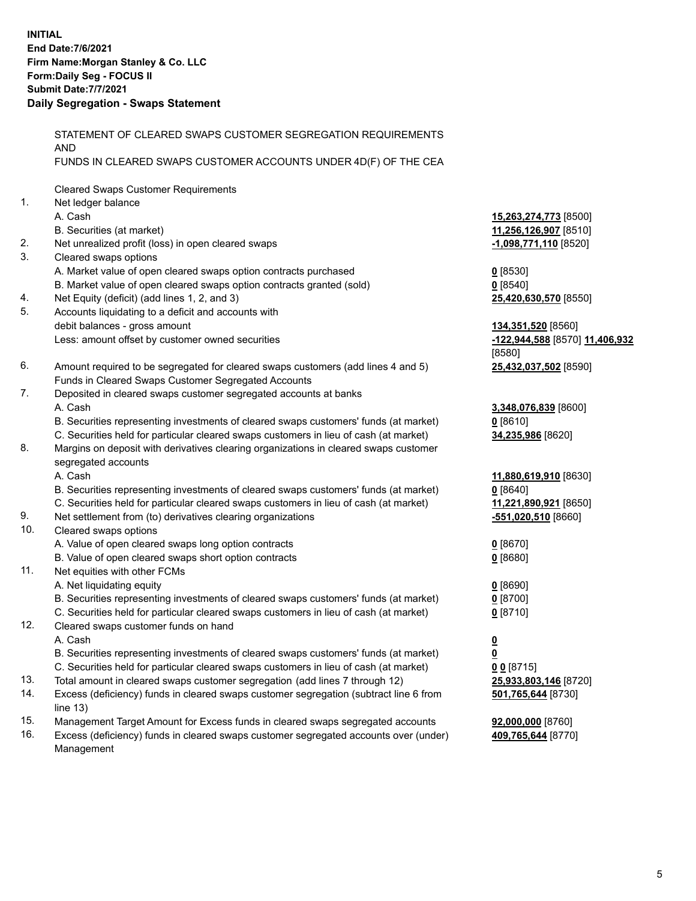**INITIAL**
**End Date:7/6/2021**
**Firm Name:Morgan Stanley & Co. LLC**
**Form:Daily Seg - FOCUS II**
**Submit Date:7/7/2021**
**Daily Segregation - Swaps Statement**

STATEMENT OF CLEARED SWAPS CUSTOMER SEGREGATION REQUIREMENTS AND
FUNDS IN CLEARED SWAPS CUSTOMER ACCOUNTS UNDER 4D(F) OF THE CEA

| | | |
|---|---|---|
| | Cleared Swaps Customer Requirements | |
| 1. | Net ledger balance | |
| | A. Cash | **15,263,274,773** [8500] |
| | B. Securities (at market) | **11,256,126,907** [8510] |
| 2. | Net unrealized profit (loss) in open cleared swaps | **-1,098,771,110** [8520] |
| 3. | Cleared swaps options | |
| | A. Market value of open cleared swaps option contracts purchased | **0** [8530] |
| | B. Market value of open cleared swaps option contracts granted (sold) | **0** [8540] |
| 4. | Net Equity (deficit) (add lines 1, 2, and 3) | **25,420,630,570** [8550] |
| 5. | Accounts liquidating to a deficit and accounts with debit balances - gross amount | **134,351,520** [8560] |
| | Less: amount offset by customer owned securities | **-122,944,588** [8570] **11,406,932** [8580] |
| 6. | Amount required to be segregated for cleared swaps customers (add lines 4 and 5) | **25,432,037,502** [8590] |
| | Funds in Cleared Swaps Customer Segregated Accounts | |
| 7. | Deposited in cleared swaps customer segregated accounts at banks | |
| | A. Cash | **3,348,076,839** [8600] |
| | B. Securities representing investments of cleared swaps customers' funds (at market) | **0** [8610] |
| | C. Securities held for particular cleared swaps customers in lieu of cash (at market) | **34,235,986** [8620] |
| 8. | Margins on deposit with derivatives clearing organizations in cleared swaps customer segregated accounts | |
| | A. Cash | **11,880,619,910** [8630] |
| | B. Securities representing investments of cleared swaps customers' funds (at market) | **0** [8640] |
| | C. Securities held for particular cleared swaps customers in lieu of cash (at market) | **11,221,890,921** [8650] |
| 9. | Net settlement from (to) derivatives clearing organizations | **-551,020,510** [8660] |
| 10. | Cleared swaps options | |
| | A. Value of open cleared swaps long option contracts | **0** [8670] |
| | B. Value of open cleared swaps short option contracts | **0** [8680] |
| 11. | Net equities with other FCMs | |
| | A. Net liquidating equity | **0** [8690] |
| | B. Securities representing investments of cleared swaps customers' funds (at market) | **0** [8700] |
| | C. Securities held for particular cleared swaps customers in lieu of cash (at market) | **0** [8710] |
| 12. | Cleared swaps customer funds on hand | |
| | A. Cash | **0** |
| | B. Securities representing investments of cleared swaps customers' funds (at market) | **0** |
| | C. Securities held for particular cleared swaps customers in lieu of cash (at market) | **0** **0** [8715] |
| 13. | Total amount in cleared swaps customer segregation (add lines 7 through 12) | **25,933,803,146** [8720] |
| 14. | Excess (deficiency) funds in cleared swaps customer segregation (subtract line 6 from line 13) | **501,765,644** [8730] |
| 15. | Management Target Amount for Excess funds in cleared swaps segregated accounts | **92,000,000** [8760] |
| 16. | Excess (deficiency) funds in cleared swaps customer segregated accounts over (under) Management | **409,765,644** [8770] |